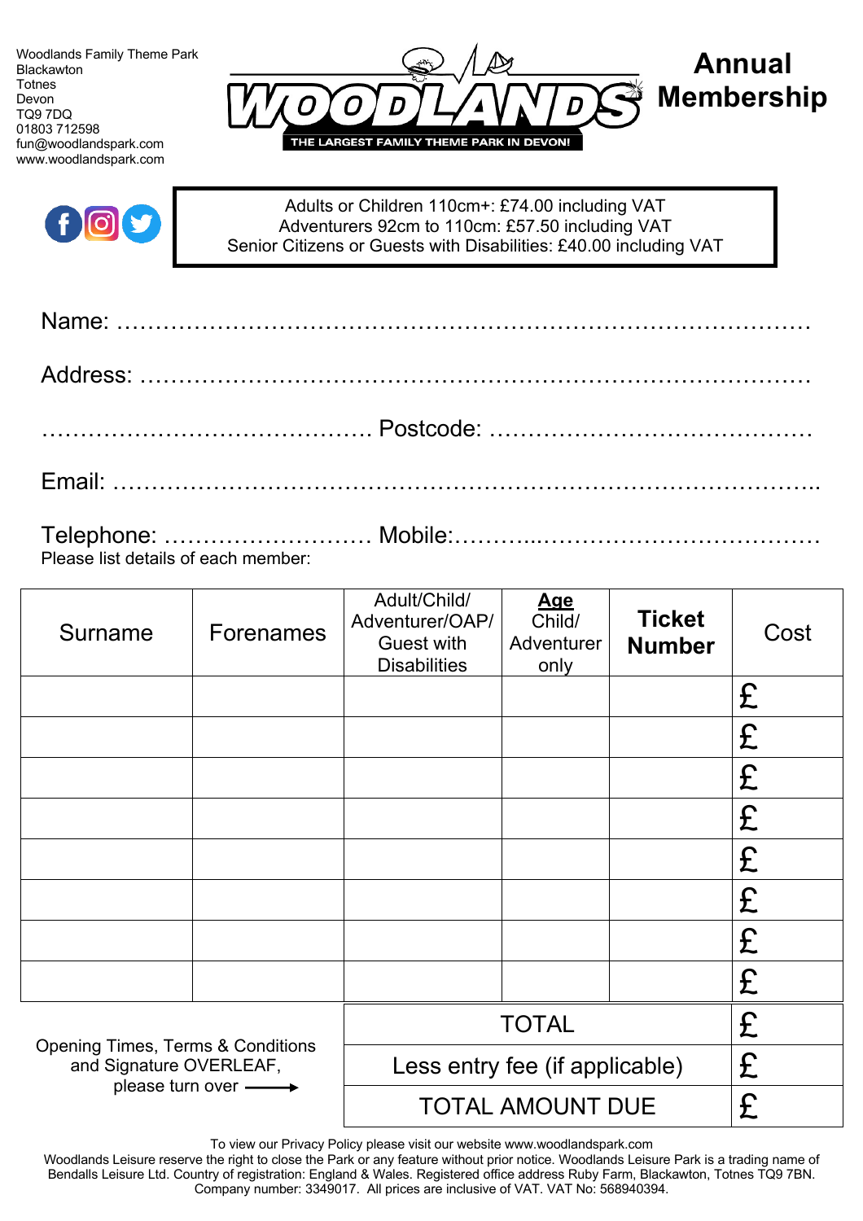Woodlands Family Theme Park
Blackawton
Totnes
Devon
TQ9 7DQ
01803 712598
fun@woodlandspark.com
www.woodlandspark.com

WOODLANDS

THE LARGEST FAMILY THEME PARK IN DEVON!

# Annual Membership

Adults or Children 110cm+: £74.00 including VAT
Adventurers 92cm to 110cm: £57.50 including VAT
Senior Citizens or Guests with Disabilities: £40.00 including VAT

Name: …………………………………………………………………………………

Address: ………………………………………………………………………………

……………………………………. Postcode: ……………………………………

Email: …………………………………………………………………………………..

Telephone: ……………………… Mobile:………..………………………………

Please list details of each member:

| Surname | Forenames | Adult/Child/ Adventurer/OAP/ Guest with Disabilities | **Age** Child/ Adventurer only | **Ticket Number** | Cost |
|---|---|---|---|---|---|
| | | | | | £ |
| | | | | | £ |
| | | | | | £ |
| | | | | | £ |
| | | | | | £ |
| | | | | | £ |
| | | | | | £ |
| | | | | | £ |
| | | TOTAL | | | £ |
| | | Less entry fee (if applicable) | | | £ |
| | | TOTAL AMOUNT DUE | | | £ |

Opening Times, Terms & Conditions and Signature OVERLEAF, please turn over →

To view our Privacy Policy please visit our website www.woodlandspark.com

Woodlands Leisure reserve the right to close the Park or any feature without prior notice. Woodlands Leisure Park is a trading name of Bendalls Leisure Ltd. Country of registration: England & Wales. Registered office address Ruby Farm, Blackawton, Totnes TQ9 7BN. Company number: 3349017. All prices are inclusive of VAT. VAT No: 568940394.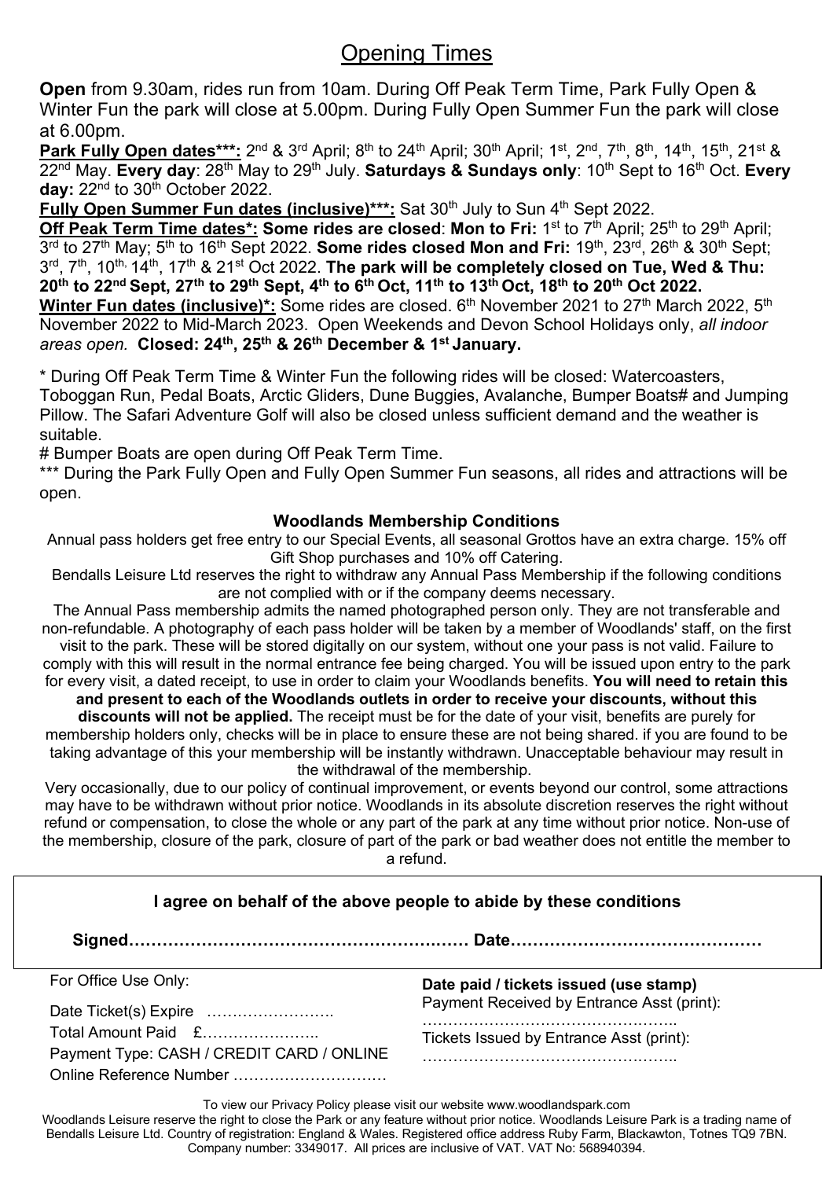# Opening Times

**Open** from 9.30am, rides run from 10am. During Off Peak Term Time, Park Fully Open & Winter Fun the park will close at 5.00pm. During Fully Open Summer Fun the park will close at 6.00pm.

**Park Fully Open dates*\*\*:** 2nd & 3rd April; 8th to 24th April; 30th April; 1st, 2nd, 7th, 8th, 14th, 15th, 21st & 22nd May. **Every day**: 28th May to 29th July. **Saturdays & Sundays only**: 10th Sept to 16th Oct. **Every day:** 22nd to 30th October 2022.

**Fully Open Summer Fun dates (inclusive)*\*\*:** Sat 30th July to Sun 4th Sept 2022.

**Off Peak Term Time dates*: Some rides are closed**: **Mon to Fri:** 1st to 7th April; 25th to 29th April; 3rd to 27th May; 5th to 16th Sept 2022. **Some rides closed Mon and Fri:** 19th, 23rd, 26th & 30th Sept; 3rd, 7th, 10th, 14th, 17th & 21st Oct 2022. **The park will be completely closed on Tue, Wed & Thu: 20th to 22nd Sept, 27th to 29th Sept, 4th to 6th Oct, 11th to 13th Oct, 18th to 20th Oct 2022.**

**Winter Fun dates (inclusive)*:** Some rides are closed. 6th November 2021 to 27th March 2022, 5th November 2022 to Mid-March 2023. Open Weekends and Devon School Holidays only, *all indoor areas open.* **Closed: 24th, 25th & 26th December & 1st January.**

\* During Off Peak Term Time & Winter Fun the following rides will be closed: Watercoasters, Toboggan Run, Pedal Boats, Arctic Gliders, Dune Buggies, Avalanche, Bumper Boats# and Jumping Pillow. The Safari Adventure Golf will also be closed unless sufficient demand and the weather is suitable.

\# Bumper Boats are open during Off Peak Term Time.

\*\*\* During the Park Fully Open and Fully Open Summer Fun seasons, all rides and attractions will be open.

### Woodlands Membership Conditions

Annual pass holders get free entry to our Special Events, all seasonal Grottos have an extra charge. 15% off Gift Shop purchases and 10% off Catering.

Bendalls Leisure Ltd reserves the right to withdraw any Annual Pass Membership if the following conditions are not complied with or if the company deems necessary.

The Annual Pass membership admits the named photographed person only. They are not transferable and non-refundable. A photography of each pass holder will be taken by a member of Woodlands' staff, on the first visit to the park. These will be stored digitally on our system, without one your pass is not valid. Failure to comply with this will result in the normal entrance fee being charged. You will be issued upon entry to the park for every visit, a dated receipt, to use in order to claim your Woodlands benefits. **You will need to retain this and present to each of the Woodlands outlets in order to receive your discounts, without this discounts will not be applied.** The receipt must be for the date of your visit, benefits are purely for membership holders only, checks will be in place to ensure these are not being shared. if you are found to be taking advantage of this your membership will be instantly withdrawn. Unacceptable behaviour may result in the withdrawal of the membership.

Very occasionally, due to our policy of continual improvement, or events beyond our control, some attractions may have to be withdrawn without prior notice. Woodlands in its absolute discretion reserves the right without refund or compensation, to close the whole or any part of the park at any time without prior notice. Non-use of the membership, closure of the park, closure of part of the park or bad weather does not entitle the member to a refund.

**I agree on behalf of the above people to abide by these conditions**

**Signed…………………………………………………… Date……………………………………**

For Office Use Only:

Date Ticket(s) Expire …………………….

Total Amount Paid £…………………..

Payment Type: CASH / CREDIT CARD / ONLINE

Online Reference Number ……………………….

**Date paid / tickets issued (use stamp)**

Payment Received by Entrance Asst (print):

…………………………………………..

Tickets Issued by Entrance Asst (print):

…………………………………………..

To view our Privacy Policy please visit our website www.woodlandspark.com

Woodlands Leisure reserve the right to close the Park or any feature without prior notice. Woodlands Leisure Park is a trading name of Bendalls Leisure Ltd. Country of registration: England & Wales. Registered office address Ruby Farm, Blackawton, Totnes TQ9 7BN. Company number: 3349017. All prices are inclusive of VAT. VAT No: 568940394.